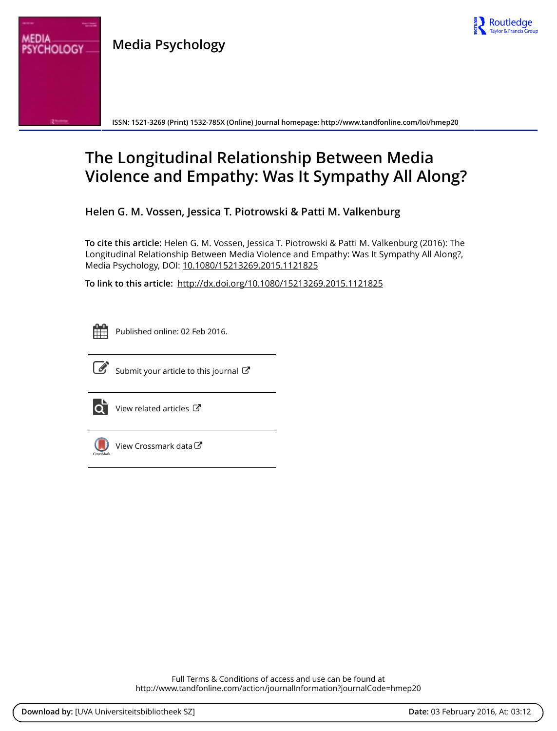Media Psychology

ISSN: 1521-3269 (Print) 1532-785X (Online) Journal homepage: http://www.tandfonline.com/loi/hmep20

# The Longitudinal Relationship Between Media Violence and Empathy: Was It Sympathy All Along?

**Helen G. M. Vossen, Jessica T. Piotrowski & Patti M. Valkenburg**

**To cite this article:** Helen G. M. Vossen, Jessica T. Piotrowski & Patti M. Valkenburg (2016): The Longitudinal Relationship Between Media Violence and Empathy: Was It Sympathy All Along?, Media Psychology, DOI: 10.1080/15213269.2015.1121825

**To link to this article:** http://dx.doi.org/10.1080/15213269.2015.1121825

Published online: 02 Feb 2016.

Submit your article to this journal

View related articles

View Crossmark data

Full Terms & Conditions of access and use can be found at http://www.tandfonline.com/action/journalInformation?journalCode=hmep20

**Download by:** [UVA Universiteitsbibliotheek SZ] **Date:** 03 February 2016, At: 03:12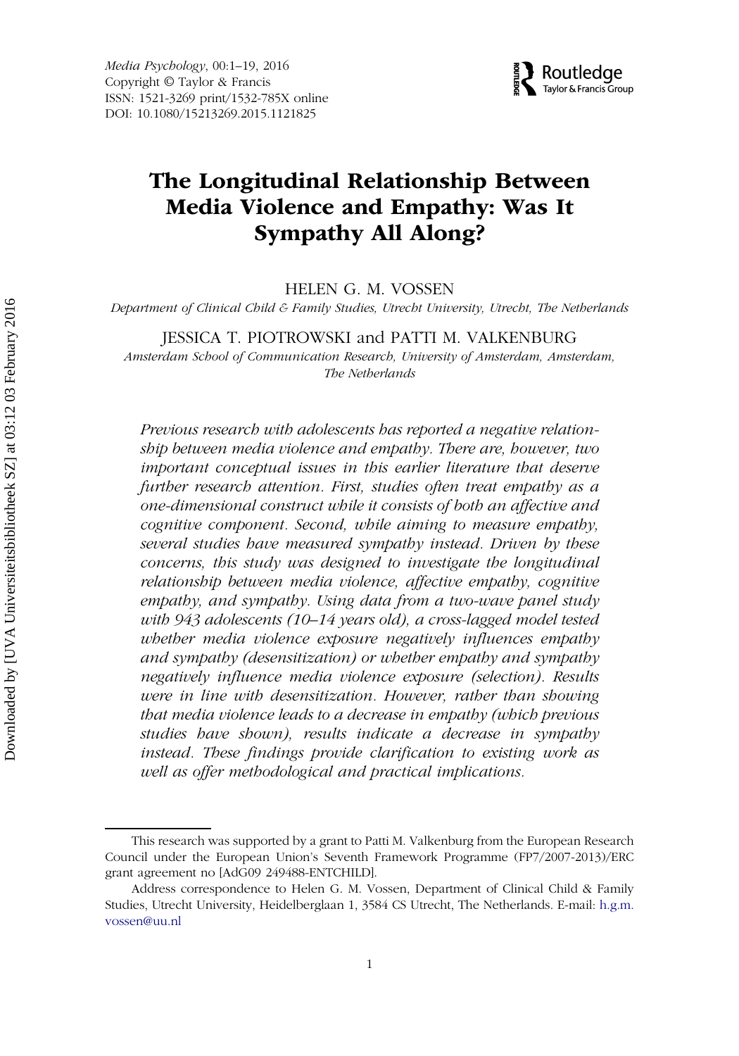# The Longitudinal Relationship Between Media Violence and Empathy: Was It Sympathy All Along?

HELEN G. M. VOSSEN

*Department of Clinical Child & Family Studies, Utrecht University, Utrecht, The Netherlands*

JESSICA T. PIOTROWSKI and PATTI M. VALKENBURG

*Amsterdam School of Communication Research, University of Amsterdam, Amsterdam, The Netherlands*

*Previous research with adolescents has reported a negative relationship between media violence and empathy. There are, however, two important conceptual issues in this earlier literature that deserve further research attention. First, studies often treat empathy as a one-dimensional construct while it consists of both an affective and cognitive component. Second, while aiming to measure empathy, several studies have measured sympathy instead. Driven by these concerns, this study was designed to investigate the longitudinal relationship between media violence, affective empathy, cognitive empathy, and sympathy. Using data from a two-wave panel study with 943 adolescents (10–14 years old), a cross-lagged model tested whether media violence exposure negatively influences empathy and sympathy (desensitization) or whether empathy and sympathy negatively influence media violence exposure (selection). Results were in line with desensitization. However, rather than showing that media violence leads to a decrease in empathy (which previous studies have shown), results indicate a decrease in sympathy instead. These findings provide clarification to existing work as well as offer methodological and practical implications.*

---

This research was supported by a grant to Patti M. Valkenburg from the European Research Council under the European Union's Seventh Framework Programme (FP7/2007-2013)/ERC grant agreement no [AdG09 249488-ENTCHILD].

Address correspondence to Helen G. M. Vossen, Department of Clinical Child & Family Studies, Utrecht University, Heidelberglaan 1, 3584 CS Utrecht, The Netherlands. E-mail: h.g.m.vossen@uu.nl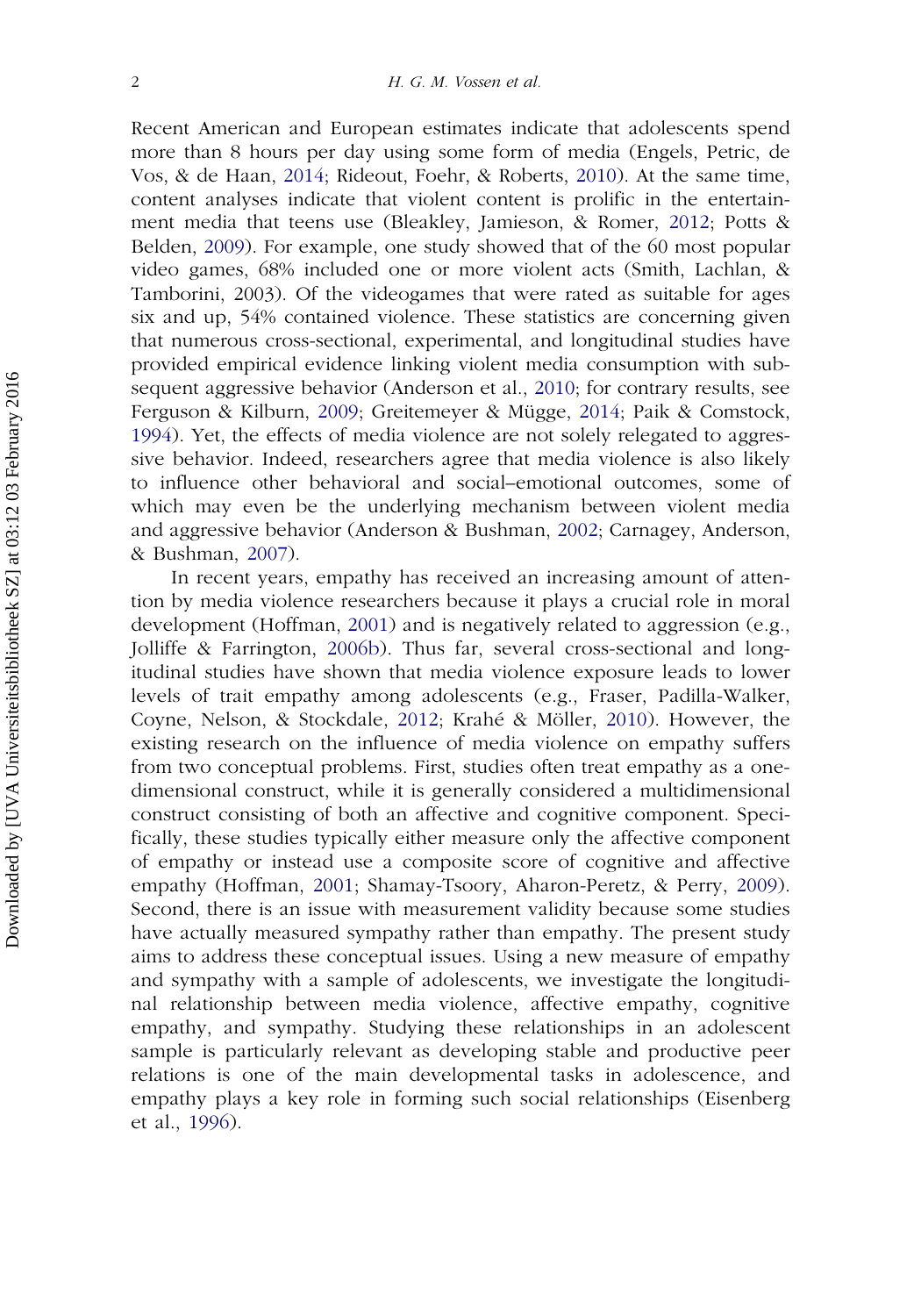Recent American and European estimates indicate that adolescents spend more than 8 hours per day using some form of media (Engels, Petric, de Vos, & de Haan, 2014; Rideout, Foehr, & Roberts, 2010). At the same time, content analyses indicate that violent content is prolific in the entertainment media that teens use (Bleakley, Jamieson, & Romer, 2012; Potts & Belden, 2009). For example, one study showed that of the 60 most popular video games, 68% included one or more violent acts (Smith, Lachlan, & Tamborini, 2003). Of the videogames that were rated as suitable for ages six and up, 54% contained violence. These statistics are concerning given that numerous cross-sectional, experimental, and longitudinal studies have provided empirical evidence linking violent media consumption with subsequent aggressive behavior (Anderson et al., 2010; for contrary results, see Ferguson & Kilburn, 2009; Greitemeyer & Mügge, 2014; Paik & Comstock, 1994). Yet, the effects of media violence are not solely relegated to aggressive behavior. Indeed, researchers agree that media violence is also likely to influence other behavioral and social–emotional outcomes, some of which may even be the underlying mechanism between violent media and aggressive behavior (Anderson & Bushman, 2002; Carnagey, Anderson, & Bushman, 2007).

In recent years, empathy has received an increasing amount of attention by media violence researchers because it plays a crucial role in moral development (Hoffman, 2001) and is negatively related to aggression (e.g., Jolliffe & Farrington, 2006b). Thus far, several cross-sectional and longitudinal studies have shown that media violence exposure leads to lower levels of trait empathy among adolescents (e.g., Fraser, Padilla-Walker, Coyne, Nelson, & Stockdale, 2012; Krahé & Möller, 2010). However, the existing research on the influence of media violence on empathy suffers from two conceptual problems. First, studies often treat empathy as a one-dimensional construct, while it is generally considered a multidimensional construct consisting of both an affective and cognitive component. Specifically, these studies typically either measure only the affective component of empathy or instead use a composite score of cognitive and affective empathy (Hoffman, 2001; Shamay-Tsoory, Aharon-Peretz, & Perry, 2009). Second, there is an issue with measurement validity because some studies have actually measured sympathy rather than empathy. The present study aims to address these conceptual issues. Using a new measure of empathy and sympathy with a sample of adolescents, we investigate the longitudinal relationship between media violence, affective empathy, cognitive empathy, and sympathy. Studying these relationships in an adolescent sample is particularly relevant as developing stable and productive peer relations is one of the main developmental tasks in adolescence, and empathy plays a key role in forming such social relationships (Eisenberg et al., 1996).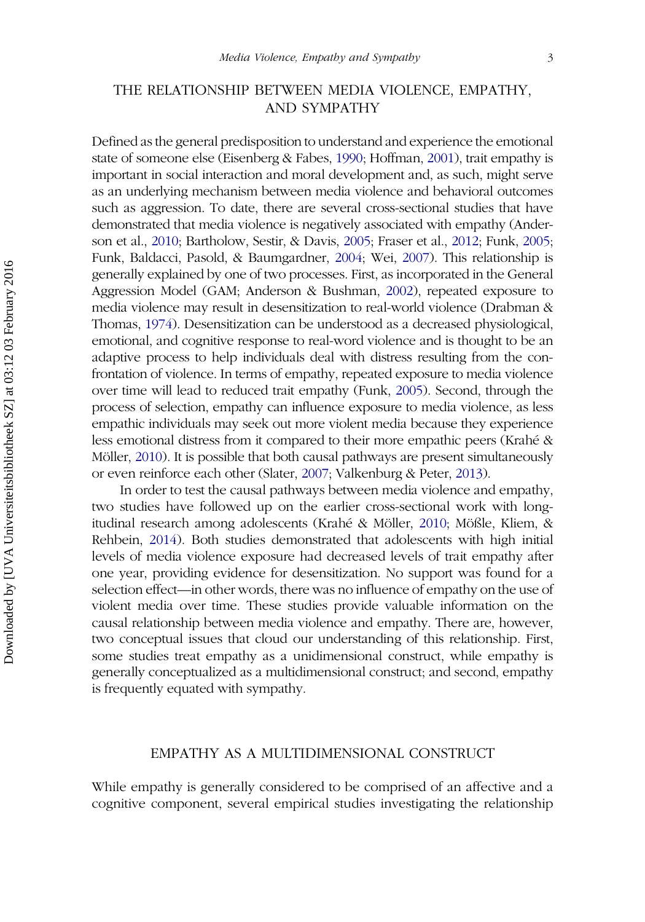## THE RELATIONSHIP BETWEEN MEDIA VIOLENCE, EMPATHY, AND SYMPATHY

Defined as the general predisposition to understand and experience the emotional state of someone else (Eisenberg & Fabes, 1990; Hoffman, 2001), trait empathy is important in social interaction and moral development and, as such, might serve as an underlying mechanism between media violence and behavioral outcomes such as aggression. To date, there are several cross-sectional studies that have demonstrated that media violence is negatively associated with empathy (Anderson et al., 2010; Bartholow, Sestir, & Davis, 2005; Fraser et al., 2012; Funk, 2005; Funk, Baldacci, Pasold, & Baumgardner, 2004; Wei, 2007). This relationship is generally explained by one of two processes. First, as incorporated in the General Aggression Model (GAM; Anderson & Bushman, 2002), repeated exposure to media violence may result in desensitization to real-world violence (Drabman & Thomas, 1974). Desensitization can be understood as a decreased physiological, emotional, and cognitive response to real-word violence and is thought to be an adaptive process to help individuals deal with distress resulting from the confrontation of violence. In terms of empathy, repeated exposure to media violence over time will lead to reduced trait empathy (Funk, 2005). Second, through the process of selection, empathy can influence exposure to media violence, as less empathic individuals may seek out more violent media because they experience less emotional distress from it compared to their more empathic peers (Krahé & Möller, 2010). It is possible that both causal pathways are present simultaneously or even reinforce each other (Slater, 2007; Valkenburg & Peter, 2013).

In order to test the causal pathways between media violence and empathy, two studies have followed up on the earlier cross-sectional work with longitudinal research among adolescents (Krahé & Möller, 2010; Mößle, Kliem, & Rehbein, 2014). Both studies demonstrated that adolescents with high initial levels of media violence exposure had decreased levels of trait empathy after one year, providing evidence for desensitization. No support was found for a selection effect—in other words, there was no influence of empathy on the use of violent media over time. These studies provide valuable information on the causal relationship between media violence and empathy. There are, however, two conceptual issues that cloud our understanding of this relationship. First, some studies treat empathy as a unidimensional construct, while empathy is generally conceptualized as a multidimensional construct; and second, empathy is frequently equated with sympathy.

## EMPATHY AS A MULTIDIMENSIONAL CONSTRUCT

While empathy is generally considered to be comprised of an affective and a cognitive component, several empirical studies investigating the relationship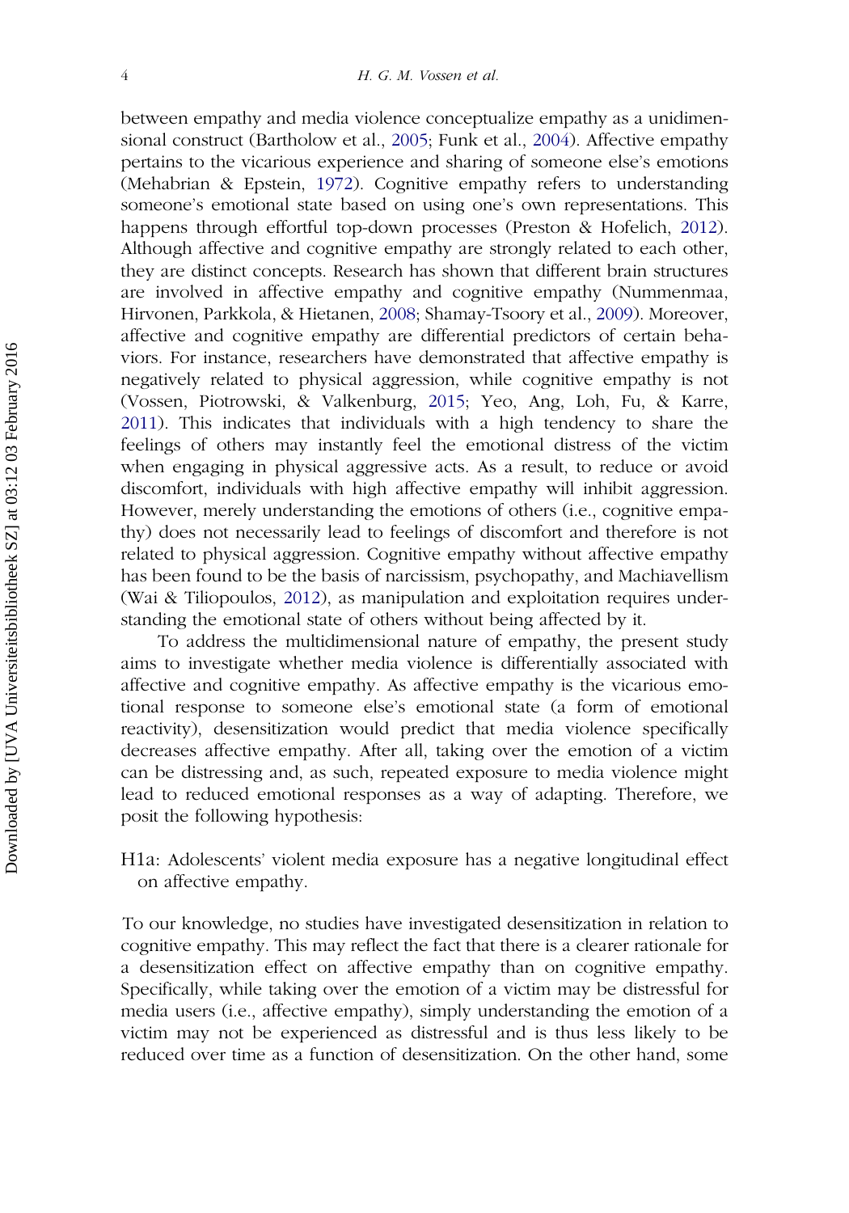between empathy and media violence conceptualize empathy as a unidimensional construct (Bartholow et al., 2005; Funk et al., 2004). Affective empathy pertains to the vicarious experience and sharing of someone else's emotions (Mehabrian & Epstein, 1972). Cognitive empathy refers to understanding someone's emotional state based on using one's own representations. This happens through effortful top-down processes (Preston & Hofelich, 2012). Although affective and cognitive empathy are strongly related to each other, they are distinct concepts. Research has shown that different brain structures are involved in affective empathy and cognitive empathy (Nummenmaa, Hirvonen, Parkkola, & Hietanen, 2008; Shamay-Tsoory et al., 2009). Moreover, affective and cognitive empathy are differential predictors of certain behaviors. For instance, researchers have demonstrated that affective empathy is negatively related to physical aggression, while cognitive empathy is not (Vossen, Piotrowski, & Valkenburg, 2015; Yeo, Ang, Loh, Fu, & Karre, 2011). This indicates that individuals with a high tendency to share the feelings of others may instantly feel the emotional distress of the victim when engaging in physical aggressive acts. As a result, to reduce or avoid discomfort, individuals with high affective empathy will inhibit aggression. However, merely understanding the emotions of others (i.e., cognitive empathy) does not necessarily lead to feelings of discomfort and therefore is not related to physical aggression. Cognitive empathy without affective empathy has been found to be the basis of narcissism, psychopathy, and Machiavellism (Wai & Tiliopoulos, 2012), as manipulation and exploitation requires understanding the emotional state of others without being affected by it.

To address the multidimensional nature of empathy, the present study aims to investigate whether media violence is differentially associated with affective and cognitive empathy. As affective empathy is the vicarious emotional response to someone else's emotional state (a form of emotional reactivity), desensitization would predict that media violence specifically decreases affective empathy. After all, taking over the emotion of a victim can be distressing and, as such, repeated exposure to media violence might lead to reduced emotional responses as a way of adapting. Therefore, we posit the following hypothesis:

H1a: Adolescents' violent media exposure has a negative longitudinal effect on affective empathy.

To our knowledge, no studies have investigated desensitization in relation to cognitive empathy. This may reflect the fact that there is a clearer rationale for a desensitization effect on affective empathy than on cognitive empathy. Specifically, while taking over the emotion of a victim may be distressful for media users (i.e., affective empathy), simply understanding the emotion of a victim may not be experienced as distressful and is thus less likely to be reduced over time as a function of desensitization. On the other hand, some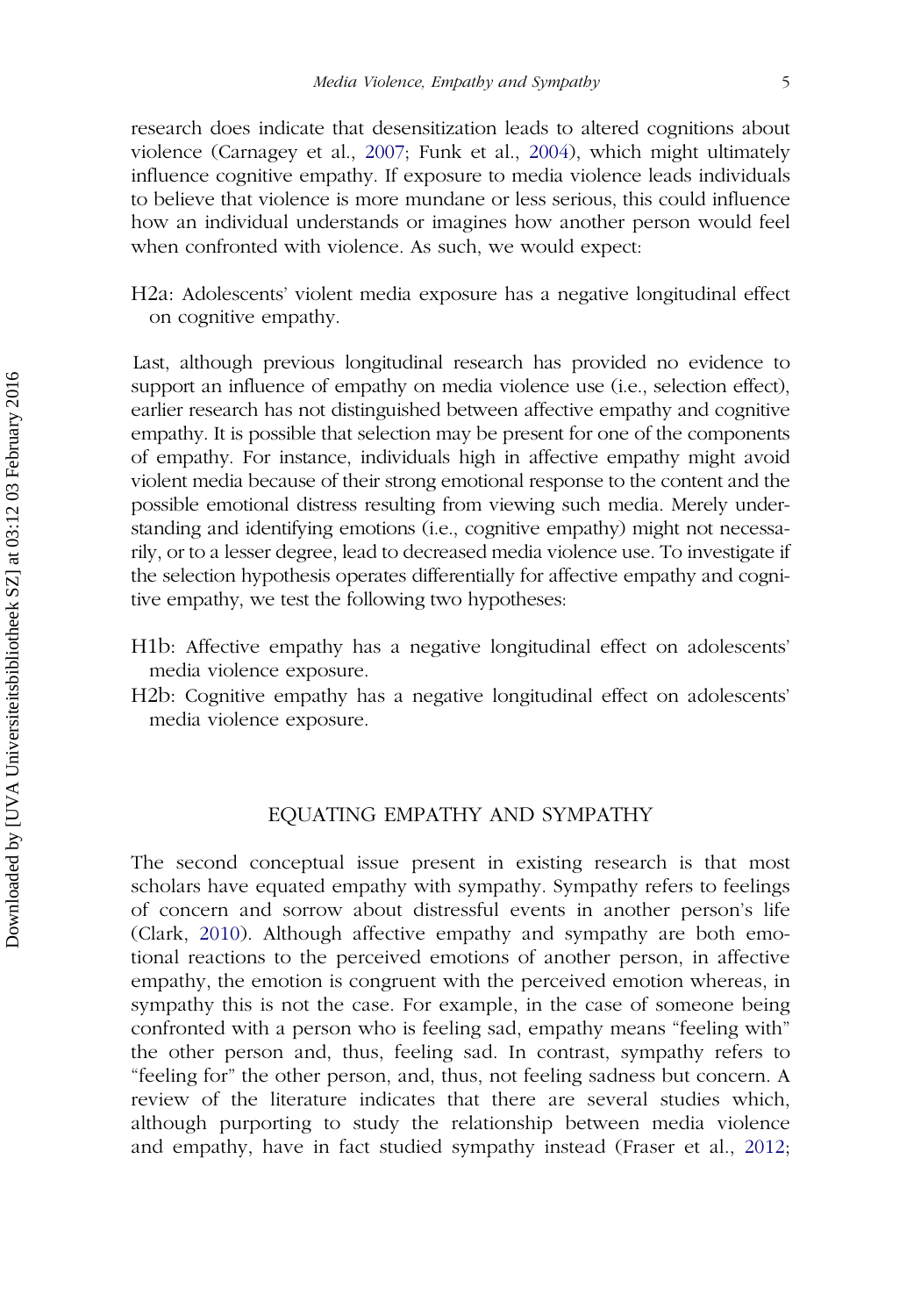research does indicate that desensitization leads to altered cognitions about violence (Carnagey et al., 2007; Funk et al., 2004), which might ultimately influence cognitive empathy. If exposure to media violence leads individuals to believe that violence is more mundane or less serious, this could influence how an individual understands or imagines how another person would feel when confronted with violence. As such, we would expect:

H2a: Adolescents' violent media exposure has a negative longitudinal effect on cognitive empathy.

Last, although previous longitudinal research has provided no evidence to support an influence of empathy on media violence use (i.e., selection effect), earlier research has not distinguished between affective empathy and cognitive empathy. It is possible that selection may be present for one of the components of empathy. For instance, individuals high in affective empathy might avoid violent media because of their strong emotional response to the content and the possible emotional distress resulting from viewing such media. Merely understanding and identifying emotions (i.e., cognitive empathy) might not necessarily, or to a lesser degree, lead to decreased media violence use. To investigate if the selection hypothesis operates differentially for affective empathy and cognitive empathy, we test the following two hypotheses:

H1b: Affective empathy has a negative longitudinal effect on adolescents' media violence exposure.

H2b: Cognitive empathy has a negative longitudinal effect on adolescents' media violence exposure.

## EQUATING EMPATHY AND SYMPATHY

The second conceptual issue present in existing research is that most scholars have equated empathy with sympathy. Sympathy refers to feelings of concern and sorrow about distressful events in another person's life (Clark, 2010). Although affective empathy and sympathy are both emotional reactions to the perceived emotions of another person, in affective empathy, the emotion is congruent with the perceived emotion whereas, in sympathy this is not the case. For example, in the case of someone being confronted with a person who is feeling sad, empathy means "feeling with" the other person and, thus, feeling sad. In contrast, sympathy refers to "feeling for" the other person, and, thus, not feeling sadness but concern. A review of the literature indicates that there are several studies which, although purporting to study the relationship between media violence and empathy, have in fact studied sympathy instead (Fraser et al., 2012;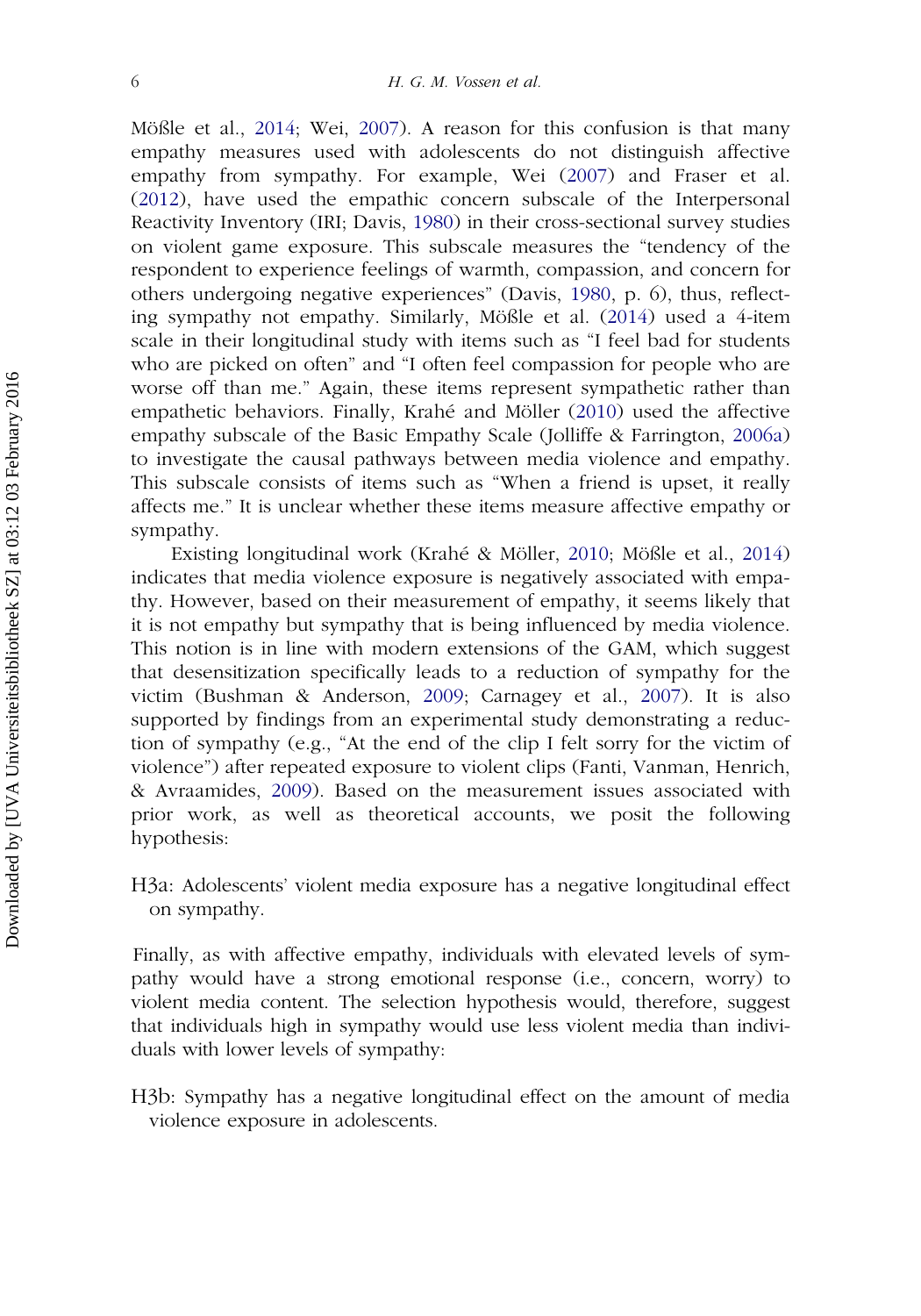Mößle et al., 2014; Wei, 2007). A reason for this confusion is that many empathy measures used with adolescents do not distinguish affective empathy from sympathy. For example, Wei (2007) and Fraser et al. (2012), have used the empathic concern subscale of the Interpersonal Reactivity Inventory (IRI; Davis, 1980) in their cross-sectional survey studies on violent game exposure. This subscale measures the "tendency of the respondent to experience feelings of warmth, compassion, and concern for others undergoing negative experiences" (Davis, 1980, p. 6), thus, reflecting sympathy not empathy. Similarly, Mößle et al. (2014) used a 4-item scale in their longitudinal study with items such as "I feel bad for students who are picked on often" and "I often feel compassion for people who are worse off than me." Again, these items represent sympathetic rather than empathetic behaviors. Finally, Krahé and Möller (2010) used the affective empathy subscale of the Basic Empathy Scale (Jolliffe & Farrington, 2006a) to investigate the causal pathways between media violence and empathy. This subscale consists of items such as "When a friend is upset, it really affects me." It is unclear whether these items measure affective empathy or sympathy.

Existing longitudinal work (Krahé & Möller, 2010; Mößle et al., 2014) indicates that media violence exposure is negatively associated with empathy. However, based on their measurement of empathy, it seems likely that it is not empathy but sympathy that is being influenced by media violence. This notion is in line with modern extensions of the GAM, which suggest that desensitization specifically leads to a reduction of sympathy for the victim (Bushman & Anderson, 2009; Carnagey et al., 2007). It is also supported by findings from an experimental study demonstrating a reduction of sympathy (e.g., "At the end of the clip I felt sorry for the victim of violence") after repeated exposure to violent clips (Fanti, Vanman, Henrich, & Avraamides, 2009). Based on the measurement issues associated with prior work, as well as theoretical accounts, we posit the following hypothesis:

H3a: Adolescents' violent media exposure has a negative longitudinal effect on sympathy.

Finally, as with affective empathy, individuals with elevated levels of sympathy would have a strong emotional response (i.e., concern, worry) to violent media content. The selection hypothesis would, therefore, suggest that individuals high in sympathy would use less violent media than individuals with lower levels of sympathy:

H3b: Sympathy has a negative longitudinal effect on the amount of media violence exposure in adolescents.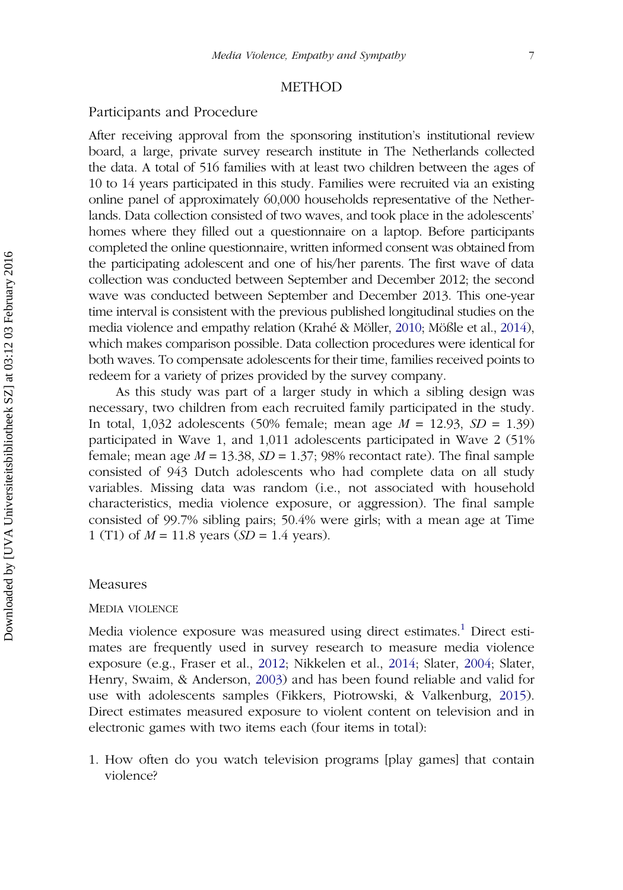## METHOD

### Participants and Procedure

After receiving approval from the sponsoring institution's institutional review board, a large, private survey research institute in The Netherlands collected the data. A total of 516 families with at least two children between the ages of 10 to 14 years participated in this study. Families were recruited via an existing online panel of approximately 60,000 households representative of the Netherlands. Data collection consisted of two waves, and took place in the adolescents' homes where they filled out a questionnaire on a laptop. Before participants completed the online questionnaire, written informed consent was obtained from the participating adolescent and one of his/her parents. The first wave of data collection was conducted between September and December 2012; the second wave was conducted between September and December 2013. This one-year time interval is consistent with the previous published longitudinal studies on the media violence and empathy relation (Krahé & Möller, 2010; Mößle et al., 2014), which makes comparison possible. Data collection procedures were identical for both waves. To compensate adolescents for their time, families received points to redeem for a variety of prizes provided by the survey company.

As this study was part of a larger study in which a sibling design was necessary, two children from each recruited family participated in the study. In total, 1,032 adolescents (50% female; mean age $M$ = 12.93, $SD$ = 1.39) participated in Wave 1, and 1,011 adolescents participated in Wave 2 (51% female; mean age $M$ = 13.38, $SD$ = 1.37; 98% recontact rate). The final sample consisted of 943 Dutch adolescents who had complete data on all study variables. Missing data was random (i.e., not associated with household characteristics, media violence exposure, or aggression). The final sample consisted of 99.7% sibling pairs; 50.4% were girls; with a mean age at Time 1 (T1) of $M$ = 11.8 years ($SD$ = 1.4 years).

### Measures

#### Media violence

Media violence exposure was measured using direct estimates.[1] Direct estimates are frequently used in survey research to measure media violence exposure (e.g., Fraser et al., 2012; Nikkelen et al., 2014; Slater, 2004; Slater, Henry, Swaim, & Anderson, 2003) and has been found reliable and valid for use with adolescents samples (Fikkers, Piotrowski, & Valkenburg, 2015). Direct estimates measured exposure to violent content on television and in electronic games with two items each (four items in total):

1. How often do you watch television programs [play games] that contain violence?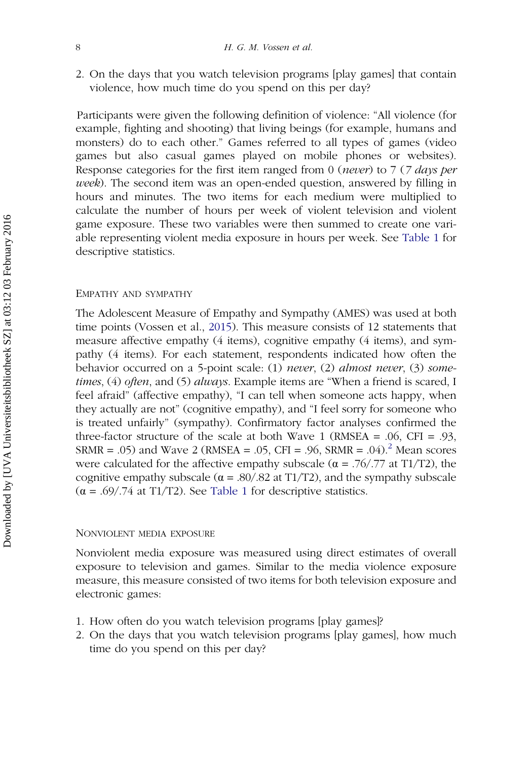2. On the days that you watch television programs [play games] that contain violence, how much time do you spend on this per day?

Participants were given the following definition of violence: "All violence (for example, fighting and shooting) that living beings (for example, humans and monsters) do to each other." Games referred to all types of games (video games but also casual games played on mobile phones or websites). Response categories for the first item ranged from 0 (*never*) to 7 (*7 days per week*). The second item was an open-ended question, answered by filling in hours and minutes. The two items for each medium were multiplied to calculate the number of hours per week of violent television and violent game exposure. These two variables were then summed to create one variable representing violent media exposure in hours per week. See Table 1 for descriptive statistics.

### Empathy and sympathy

The Adolescent Measure of Empathy and Sympathy (AMES) was used at both time points (Vossen et al., 2015). This measure consists of 12 statements that measure affective empathy (4 items), cognitive empathy (4 items), and sympathy (4 items). For each statement, respondents indicated how often the behavior occurred on a 5-point scale: (1) *never*, (2) *almost never*, (3) *sometimes*, (4) *often*, and (5) *always*. Example items are "When a friend is scared, I feel afraid" (affective empathy), "I can tell when someone acts happy, when they actually are not" (cognitive empathy), and "I feel sorry for someone who is treated unfairly" (sympathy). Confirmatory factor analyses confirmed the three-factor structure of the scale at both Wave 1 (RMSEA = .06, CFI = .93, SRMR = .05) and Wave 2 (RMSEA = .05, CFI = .96, SRMR = .04).[2] Mean scores were calculated for the affective empathy subscale ($\alpha$ = .76/.77 at T1/T2), the cognitive empathy subscale ($\alpha$ = .80/.82 at T1/T2), and the sympathy subscale ($\alpha$ = .69/.74 at T1/T2). See Table 1 for descriptive statistics.

### Nonviolent media exposure

Nonviolent media exposure was measured using direct estimates of overall exposure to television and games. Similar to the media violence exposure measure, this measure consisted of two items for both television exposure and electronic games:

1. How often do you watch television programs [play games]?
2. On the days that you watch television programs [play games], how much time do you spend on this per day?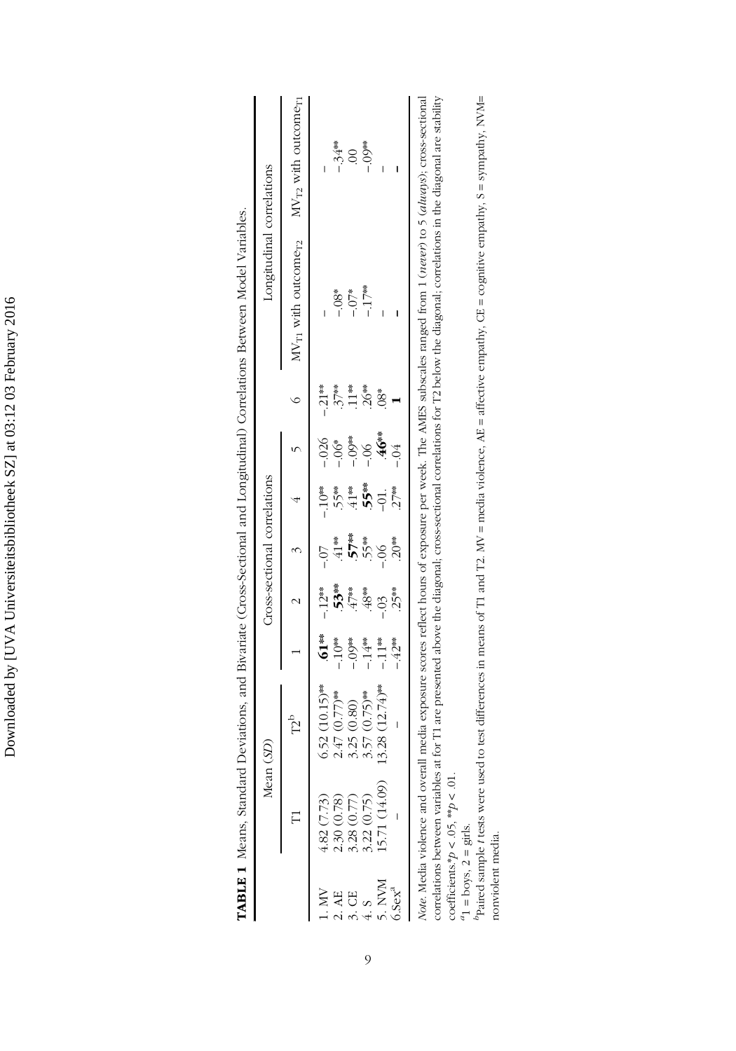**TABLE 1** Means, Standard Deviations, and Bivariate (Cross-Sectional and Longitudinal) Correlations Between Model Variables.

| | Mean (*SD*) | | Cross-sectional correlations | | | | | | Longitudinal correlations | |
|---|---|---|---|---|---|---|---|---|---|---|
| | T1 | T2[b] | 1 | 2 | 3 | 4 | 5 | 6 | $MV_{T1}$ with outcome$_{T2}$ | $MV_{T2}$ with outcome$_{T1}$ |
| 1. MV | 4.82 (7.73) | 6.52 (10.15)** | **.61**** | −.12** | −.07 | −.10** | −.026 | −.21** | – | – |
| 2. AE | 2.30 (0.78) | 2.47 (0.77)** | −.10** | **.53**** | .41** | .55** | −.06* | .37** | −.08* | −.34** |
| 3. CE | 3.28 (0.77) | 3.25 (0.80) | −.09** | .47** | **.57**** | .41** | −.09** | .11** | −.07* | .00 |
| 4. S | 3.22 (0.75) | 3.57 (0.75)** | −.14** | .48** | .55** | **.55**** | −.06 | .26** | −.17** | −.09** |
| 5. NVM | 15.71 (14.09) | 13.28 (12.74)** | −.11** | −.03 | −.06 | −.01. | **.46**** | .08* | – | – |
| 6.Sex[a] | – | – | −.42** | .25** | .20** | .27** | −.04 | **1** | – | – |

*Note*. Media violence and overall media exposure scores reflect hours of exposure per week. The AMES subscales ranged from 1 (*never*) to 5 (*always*); cross-sectional correlations between variables at for T1 are presented above the diagonal; cross-sectional correlations for T2 below the diagonal; correlations in the diagonal are stability coefficients.*$p < .05$, **$p < .01$.

[a]1 = boys, 2 = girls.

[b]Paired sample *t* tests were used to test differences in means of T1 and T2. MV = media violence, AE = affective empathy, CE = cognitive empathy, S = sympathy, NVM= nonviolent media.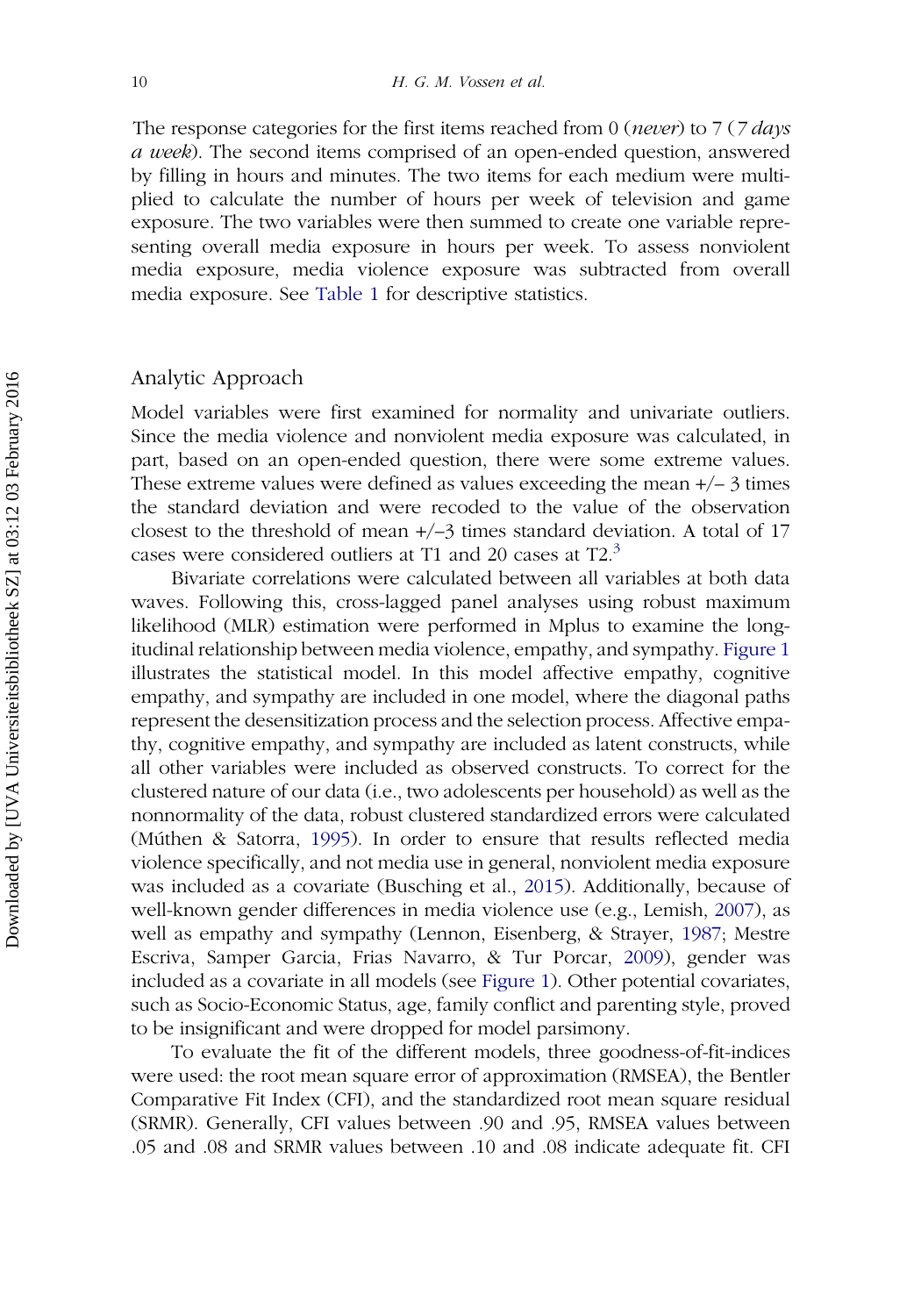The response categories for the first items reached from 0 (*never*) to 7 (*7 days a week*). The second items comprised of an open-ended question, answered by filling in hours and minutes. The two items for each medium were multiplied to calculate the number of hours per week of television and game exposure. The two variables were then summed to create one variable representing overall media exposure in hours per week. To assess nonviolent media exposure, media violence exposure was subtracted from overall media exposure. See Table 1 for descriptive statistics.

## Analytic Approach

Model variables were first examined for normality and univariate outliers. Since the media violence and nonviolent media exposure was calculated, in part, based on an open-ended question, there were some extreme values. These extreme values were defined as values exceeding the mean +/– 3 times the standard deviation and were recoded to the value of the observation closest to the threshold of mean +/–3 times standard deviation. A total of 17 cases were considered outliers at T1 and 20 cases at T2.[3]

Bivariate correlations were calculated between all variables at both data waves. Following this, cross-lagged panel analyses using robust maximum likelihood (MLR) estimation were performed in Mplus to examine the longitudinal relationship between media violence, empathy, and sympathy. Figure 1 illustrates the statistical model. In this model affective empathy, cognitive empathy, and sympathy are included in one model, where the diagonal paths represent the desensitization process and the selection process. Affective empathy, cognitive empathy, and sympathy are included as latent constructs, while all other variables were included as observed constructs. To correct for the clustered nature of our data (i.e., two adolescents per household) as well as the nonnormality of the data, robust clustered standardized errors were calculated (Múthen & Satorra, 1995). In order to ensure that results reflected media violence specifically, and not media use in general, nonviolent media exposure was included as a covariate (Busching et al., 2015). Additionally, because of well-known gender differences in media violence use (e.g., Lemish, 2007), as well as empathy and sympathy (Lennon, Eisenberg, & Strayer, 1987; Mestre Escriva, Samper Garcia, Frias Navarro, & Tur Porcar, 2009), gender was included as a covariate in all models (see Figure 1). Other potential covariates, such as Socio-Economic Status, age, family conflict and parenting style, proved to be insignificant and were dropped for model parsimony.

To evaluate the fit of the different models, three goodness-of-fit-indices were used: the root mean square error of approximation (RMSEA), the Bentler Comparative Fit Index (CFI), and the standardized root mean square residual (SRMR). Generally, CFI values between .90 and .95, RMSEA values between .05 and .08 and SRMR values between .10 and .08 indicate adequate fit. CFI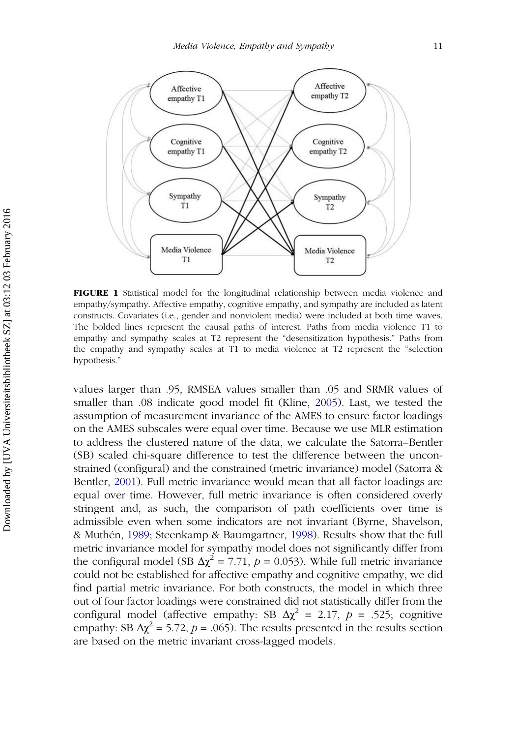**FIGURE 1** Statistical model for the longitudinal relationship between media violence and empathy/sympathy. Affective empathy, cognitive empathy, and sympathy are included as latent constructs. Covariates (i.e., gender and nonviolent media) were included at both time waves. The bolded lines represent the causal paths of interest. Paths from media violence T1 to empathy and sympathy scales at T2 represent the "desensitization hypothesis." Paths from the empathy and sympathy scales at T1 to media violence at T2 represent the "selection hypothesis."

values larger than .95, RMSEA values smaller than .05 and SRMR values of smaller than .08 indicate good model fit (Kline, 2005). Last, we tested the assumption of measurement invariance of the AMES to ensure factor loadings on the AMES subscales were equal over time. Because we use MLR estimation to address the clustered nature of the data, we calculate the Satorra–Bentler (SB) scaled chi-square difference to test the difference between the unconstrained (configural) and the constrained (metric invariance) model (Satorra & Bentler, 2001). Full metric invariance would mean that all factor loadings are equal over time. However, full metric invariance is often considered overly stringent and, as such, the comparison of path coefficients over time is admissible even when some indicators are not invariant (Byrne, Shavelson, & Muthén, 1989; Steenkamp & Baumgartner, 1998). Results show that the full metric invariance model for sympathy model does not significantly differ from the configural model (SB $\Delta\chi^2 = 7.71$, $p = 0.053$). While full metric invariance could not be established for affective empathy and cognitive empathy, we did find partial metric invariance. For both constructs, the model in which three out of four factor loadings were constrained did not statistically differ from the configural model (affective empathy: SB $\Delta\chi^2 = 2.17$, $p = .525$; cognitive empathy: SB $\Delta\chi^2 = 5.72$, $p = .065$). The results presented in the results section are based on the metric invariant cross-lagged models.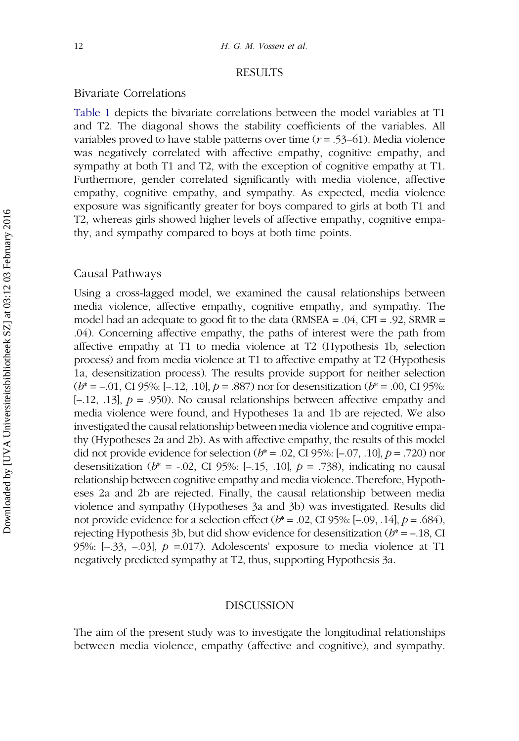# RESULTS

## Bivariate Correlations

Table 1 depicts the bivariate correlations between the model variables at T1 and T2. The diagonal shows the stability coefficients of the variables. All variables proved to have stable patterns over time ($r = .53$–$61$). Media violence was negatively correlated with affective empathy, cognitive empathy, and sympathy at both T1 and T2, with the exception of cognitive empathy at T1. Furthermore, gender correlated significantly with media violence, affective empathy, cognitive empathy, and sympathy. As expected, media violence exposure was significantly greater for boys compared to girls at both T1 and T2, whereas girls showed higher levels of affective empathy, cognitive empathy, and sympathy compared to boys at both time points.

## Causal Pathways

Using a cross-lagged model, we examined the causal relationships between media violence, affective empathy, cognitive empathy, and sympathy. The model had an adequate to good fit to the data (RMSEA = .04, CFI = .92, SRMR = .04). Concerning affective empathy, the paths of interest were the path from affective empathy at T1 to media violence at T2 (Hypothesis 1b, selection process) and from media violence at T1 to affective empathy at T2 (Hypothesis 1a, desensitization process). The results provide support for neither selection ($b^* = -.01$, CI 95%: [–.12, .10], $p = .887$) nor for desensitization ($b^* = .00$, CI 95%: [–.12, .13], $p = .950$). No causal relationships between affective empathy and media violence were found, and Hypotheses 1a and 1b are rejected. We also investigated the causal relationship between media violence and cognitive empathy (Hypotheses 2a and 2b). As with affective empathy, the results of this model did not provide evidence for selection ($b^* = .02$, CI 95%: [–.07, .10], $p = .720$) nor desensitization ($b^* = -.02$, CI 95%: [–.15, .10], $p = .738$), indicating no causal relationship between cognitive empathy and media violence. Therefore, Hypotheses 2a and 2b are rejected. Finally, the causal relationship between media violence and sympathy (Hypotheses 3a and 3b) was investigated. Results did not provide evidence for a selection effect ($b^* = .02$, CI 95%: [–.09, .14], $p = .684$), rejecting Hypothesis 3b, but did show evidence for desensitization ($b^* = -.18$, CI 95%: [–.33, –.03], $p = .017$). Adolescents' exposure to media violence at T1 negatively predicted sympathy at T2, thus, supporting Hypothesis 3a.

# DISCUSSION

The aim of the present study was to investigate the longitudinal relationships between media violence, empathy (affective and cognitive), and sympathy.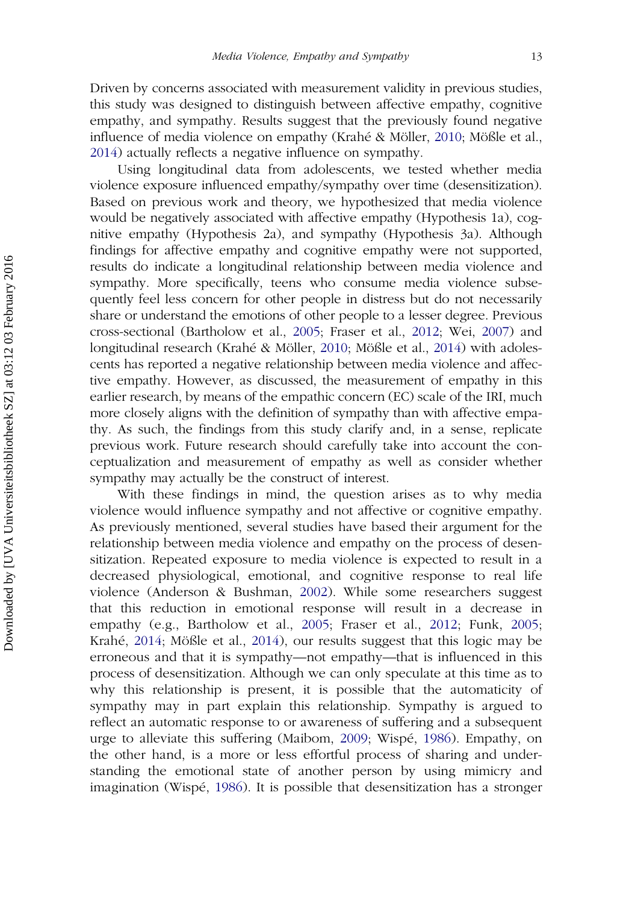Driven by concerns associated with measurement validity in previous studies, this study was designed to distinguish between affective empathy, cognitive empathy, and sympathy. Results suggest that the previously found negative influence of media violence on empathy (Krahé & Möller, 2010; Mößle et al., 2014) actually reflects a negative influence on sympathy.

Using longitudinal data from adolescents, we tested whether media violence exposure influenced empathy/sympathy over time (desensitization). Based on previous work and theory, we hypothesized that media violence would be negatively associated with affective empathy (Hypothesis 1a), cognitive empathy (Hypothesis 2a), and sympathy (Hypothesis 3a). Although findings for affective empathy and cognitive empathy were not supported, results do indicate a longitudinal relationship between media violence and sympathy. More specifically, teens who consume media violence subsequently feel less concern for other people in distress but do not necessarily share or understand the emotions of other people to a lesser degree. Previous cross-sectional (Bartholow et al., 2005; Fraser et al., 2012; Wei, 2007) and longitudinal research (Krahé & Möller, 2010; Mößle et al., 2014) with adolescents has reported a negative relationship between media violence and affective empathy. However, as discussed, the measurement of empathy in this earlier research, by means of the empathic concern (EC) scale of the IRI, much more closely aligns with the definition of sympathy than with affective empathy. As such, the findings from this study clarify and, in a sense, replicate previous work. Future research should carefully take into account the conceptualization and measurement of empathy as well as consider whether sympathy may actually be the construct of interest.

With these findings in mind, the question arises as to why media violence would influence sympathy and not affective or cognitive empathy. As previously mentioned, several studies have based their argument for the relationship between media violence and empathy on the process of desensitization. Repeated exposure to media violence is expected to result in a decreased physiological, emotional, and cognitive response to real life violence (Anderson & Bushman, 2002). While some researchers suggest that this reduction in emotional response will result in a decrease in empathy (e.g., Bartholow et al., 2005; Fraser et al., 2012; Funk, 2005; Krahé, 2014; Mößle et al., 2014), our results suggest that this logic may be erroneous and that it is sympathy—not empathy—that is influenced in this process of desensitization. Although we can only speculate at this time as to why this relationship is present, it is possible that the automaticity of sympathy may in part explain this relationship. Sympathy is argued to reflect an automatic response to or awareness of suffering and a subsequent urge to alleviate this suffering (Maibom, 2009; Wispé, 1986). Empathy, on the other hand, is a more or less effortful process of sharing and understanding the emotional state of another person by using mimicry and imagination (Wispé, 1986). It is possible that desensitization has a stronger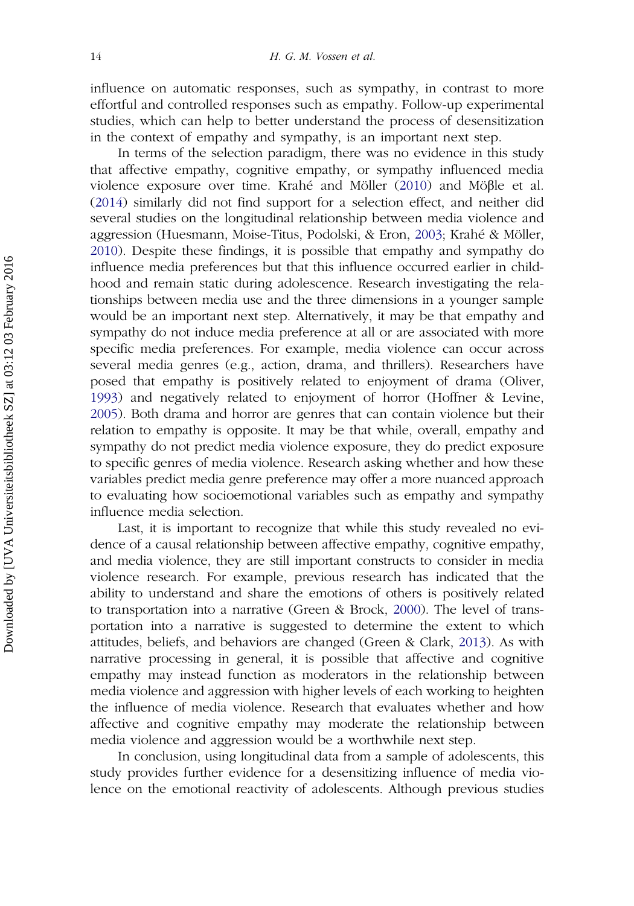influence on automatic responses, such as sympathy, in contrast to more effortful and controlled responses such as empathy. Follow-up experimental studies, which can help to better understand the process of desensitization in the context of empathy and sympathy, is an important next step.

In terms of the selection paradigm, there was no evidence in this study that affective empathy, cognitive empathy, or sympathy influenced media violence exposure over time. Krahé and Möller (2010) and Möβle et al. (2014) similarly did not find support for a selection effect, and neither did several studies on the longitudinal relationship between media violence and aggression (Huesmann, Moise-Titus, Podolski, & Eron, 2003; Krahé & Möller, 2010). Despite these findings, it is possible that empathy and sympathy do influence media preferences but that this influence occurred earlier in childhood and remain static during adolescence. Research investigating the relationships between media use and the three dimensions in a younger sample would be an important next step. Alternatively, it may be that empathy and sympathy do not induce media preference at all or are associated with more specific media preferences. For example, media violence can occur across several media genres (e.g., action, drama, and thrillers). Researchers have posed that empathy is positively related to enjoyment of drama (Oliver, 1993) and negatively related to enjoyment of horror (Hoffner & Levine, 2005). Both drama and horror are genres that can contain violence but their relation to empathy is opposite. It may be that while, overall, empathy and sympathy do not predict media violence exposure, they do predict exposure to specific genres of media violence. Research asking whether and how these variables predict media genre preference may offer a more nuanced approach to evaluating how socioemotional variables such as empathy and sympathy influence media selection.

Last, it is important to recognize that while this study revealed no evidence of a causal relationship between affective empathy, cognitive empathy, and media violence, they are still important constructs to consider in media violence research. For example, previous research has indicated that the ability to understand and share the emotions of others is positively related to transportation into a narrative (Green & Brock, 2000). The level of transportation into a narrative is suggested to determine the extent to which attitudes, beliefs, and behaviors are changed (Green & Clark, 2013). As with narrative processing in general, it is possible that affective and cognitive empathy may instead function as moderators in the relationship between media violence and aggression with higher levels of each working to heighten the influence of media violence. Research that evaluates whether and how affective and cognitive empathy may moderate the relationship between media violence and aggression would be a worthwhile next step.

In conclusion, using longitudinal data from a sample of adolescents, this study provides further evidence for a desensitizing influence of media violence on the emotional reactivity of adolescents. Although previous studies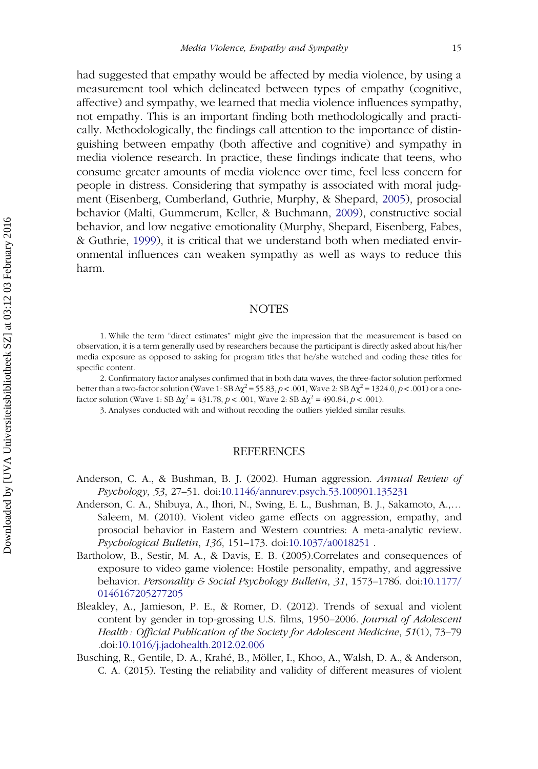had suggested that empathy would be affected by media violence, by using a measurement tool which delineated between types of empathy (cognitive, affective) and sympathy, we learned that media violence influences sympathy, not empathy. This is an important finding both methodologically and practically. Methodologically, the findings call attention to the importance of distinguishing between empathy (both affective and cognitive) and sympathy in media violence research. In practice, these findings indicate that teens, who consume greater amounts of media violence over time, feel less concern for people in distress. Considering that sympathy is associated with moral judgment (Eisenberg, Cumberland, Guthrie, Murphy, & Shepard, 2005), prosocial behavior (Malti, Gummerum, Keller, & Buchmann, 2009), constructive social behavior, and low negative emotionality (Murphy, Shepard, Eisenberg, Fabes, & Guthrie, 1999), it is critical that we understand both when mediated environmental influences can weaken sympathy as well as ways to reduce this harm.

## NOTES

1. While the term "direct estimates" might give the impression that the measurement is based on observation, it is a term generally used by researchers because the participant is directly asked about his/her media exposure as opposed to asking for program titles that he/she watched and coding these titles for specific content.

2. Confirmatory factor analyses confirmed that in both data waves, the three-factor solution performed better than a two-factor solution (Wave 1: SB $\Delta\chi^2 = 55.83$, $p < .001$, Wave 2: SB $\Delta\chi^2 = 1324.0$, $p < .001$) or a one-factor solution (Wave 1: SB $\Delta\chi^2 = 431.78$, $p < .001$, Wave 2: SB $\Delta\chi^2 = 490.84$, $p < .001$).

3. Analyses conducted with and without recoding the outliers yielded similar results.

## REFERENCES

Anderson, C. A., & Bushman, B. J. (2002). Human aggression. *Annual Review of Psychology*, *53*, 27–51. doi:10.1146/annurev.psych.53.100901.135231

Anderson, C. A., Shibuya, A., Ihori, N., Swing, E. L., Bushman, B. J., Sakamoto, A.,… Saleem, M. (2010). Violent video game effects on aggression, empathy, and prosocial behavior in Eastern and Western countries: A meta-analytic review. *Psychological Bulletin*, *136*, 151–173. doi:10.1037/a0018251 .

Bartholow, B., Sestir, M. A., & Davis, E. B. (2005).Correlates and consequences of exposure to video game violence: Hostile personality, empathy, and aggressive behavior. *Personality & Social Psychology Bulletin*, *31*, 1573–1786. doi:10.1177/0146167205277205

Bleakley, A., Jamieson, P. E., & Romer, D. (2012). Trends of sexual and violent content by gender in top-grossing U.S. films, 1950–2006. *Journal of Adolescent Health : Official Publication of the Society for Adolescent Medicine*, *51*(1), 73–79 .doi:10.1016/j.jadohealth.2012.02.006

Busching, R., Gentile, D. A., Krahé, B., Möller, I., Khoo, A., Walsh, D. A., & Anderson, C. A. (2015). Testing the reliability and validity of different measures of violent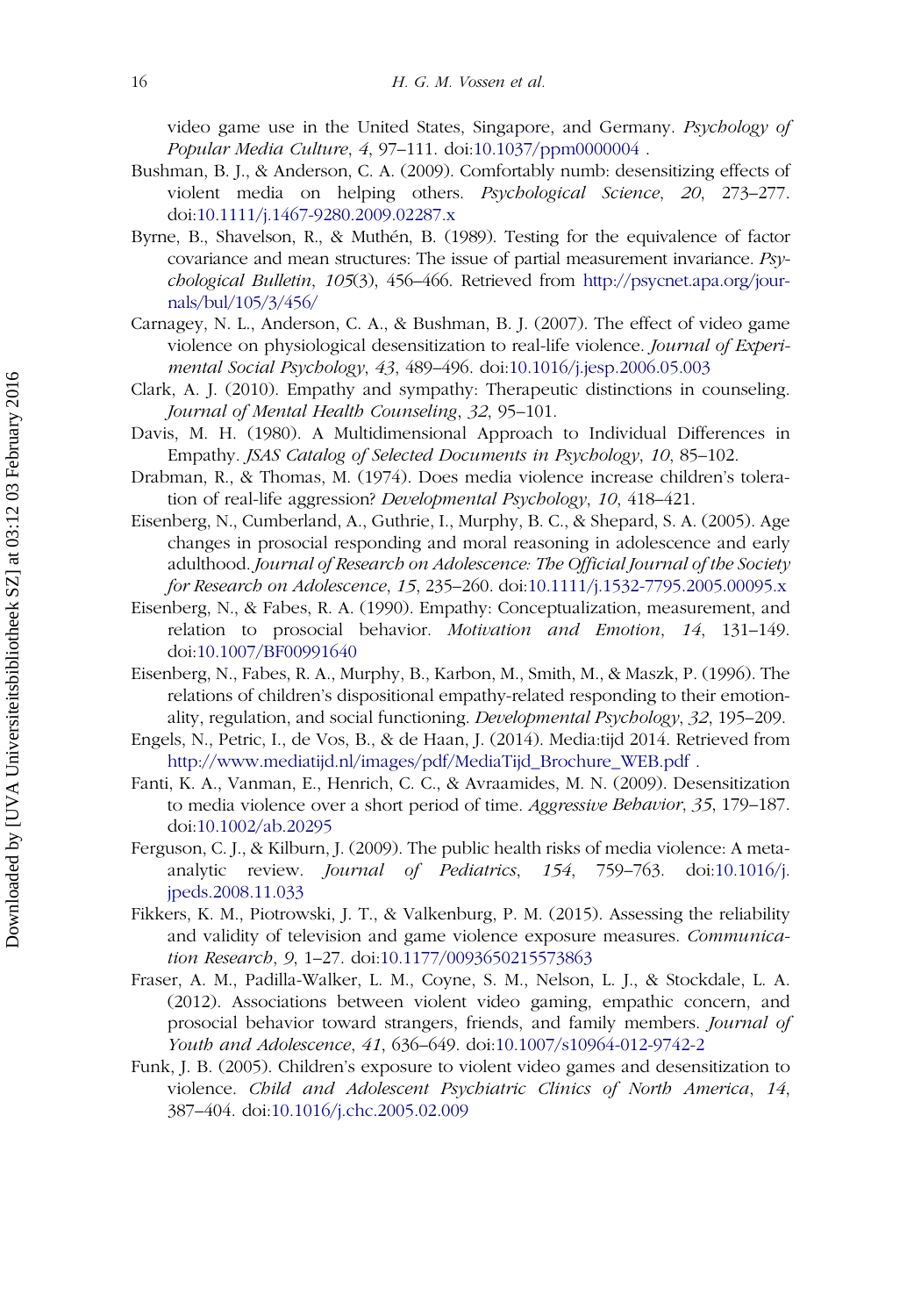video game use in the United States, Singapore, and Germany. *Psychology of Popular Media Culture*, *4*, 97–111. doi:10.1037/ppm0000004 .

Bushman, B. J., & Anderson, C. A. (2009). Comfortably numb: desensitizing effects of violent media on helping others. *Psychological Science*, *20*, 273–277. doi:10.1111/j.1467-9280.2009.02287.x

Byrne, B., Shavelson, R., & Muthén, B. (1989). Testing for the equivalence of factor covariance and mean structures: The issue of partial measurement invariance. *Psychological Bulletin*, *105*(3), 456–466. Retrieved from http://psycnet.apa.org/journals/bul/105/3/456/

Carnagey, N. L., Anderson, C. A., & Bushman, B. J. (2007). The effect of video game violence on physiological desensitization to real-life violence. *Journal of Experimental Social Psychology*, *43*, 489–496. doi:10.1016/j.jesp.2006.05.003

Clark, A. J. (2010). Empathy and sympathy: Therapeutic distinctions in counseling. *Journal of Mental Health Counseling*, *32*, 95–101.

Davis, M. H. (1980). A Multidimensional Approach to Individual Differences in Empathy. *JSAS Catalog of Selected Documents in Psychology*, *10*, 85–102.

Drabman, R., & Thomas, M. (1974). Does media violence increase children's toleration of real-life aggression? *Developmental Psychology*, *10*, 418–421.

Eisenberg, N., Cumberland, A., Guthrie, I., Murphy, B. C., & Shepard, S. A. (2005). Age changes in prosocial responding and moral reasoning in adolescence and early adulthood. *Journal of Research on Adolescence: The Official Journal of the Society for Research on Adolescence*, *15*, 235–260. doi:10.1111/j.1532-7795.2005.00095.x

Eisenberg, N., & Fabes, R. A. (1990). Empathy: Conceptualization, measurement, and relation to prosocial behavior. *Motivation and Emotion*, *14*, 131–149. doi:10.1007/BF00991640

Eisenberg, N., Fabes, R. A., Murphy, B., Karbon, M., Smith, M., & Maszk, P. (1996). The relations of children's dispositional empathy-related responding to their emotionality, regulation, and social functioning. *Developmental Psychology*, *32*, 195–209.

Engels, N., Petric, I., de Vos, B., & de Haan, J. (2014). Media:tijd 2014. Retrieved from http://www.mediatijd.nl/images/pdf/MediaTijd_Brochure_WEB.pdf .

Fanti, K. A., Vanman, E., Henrich, C. C., & Avraamides, M. N. (2009). Desensitization to media violence over a short period of time. *Aggressive Behavior*, *35*, 179–187. doi:10.1002/ab.20295

Ferguson, C. J., & Kilburn, J. (2009). The public health risks of media violence: A meta-analytic review. *Journal of Pediatrics*, *154*, 759–763. doi:10.1016/j.jpeds.2008.11.033

Fikkers, K. M., Piotrowski, J. T., & Valkenburg, P. M. (2015). Assessing the reliability and validity of television and game violence exposure measures. *Communication Research*, *9*, 1–27. doi:10.1177/0093650215573863

Fraser, A. M., Padilla-Walker, L. M., Coyne, S. M., Nelson, L. J., & Stockdale, L. A. (2012). Associations between violent video gaming, empathic concern, and prosocial behavior toward strangers, friends, and family members. *Journal of Youth and Adolescence*, *41*, 636–649. doi:10.1007/s10964-012-9742-2

Funk, J. B. (2005). Children's exposure to violent video games and desensitization to violence. *Child and Adolescent Psychiatric Clinics of North America*, *14*, 387–404. doi:10.1016/j.chc.2005.02.009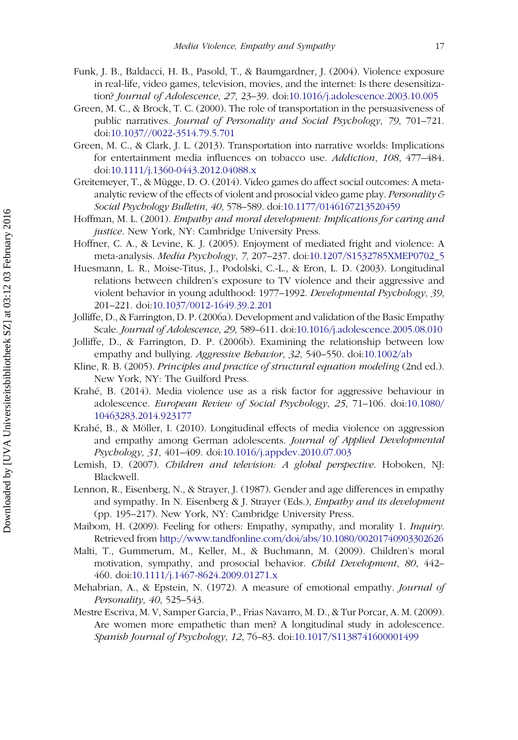Funk, J. B., Baldacci, H. B., Pasold, T., & Baumgardner, J. (2004). Violence exposure in real-life, video games, television, movies, and the internet: Is there desensitization? *Journal of Adolescence*, *27*, 23–39. doi:10.1016/j.adolescence.2003.10.005

Green, M. C., & Brock, T. C. (2000). The role of transportation in the persuasiveness of public narratives. *Journal of Personality and Social Psychology*, *79*, 701–721. doi:10.1037//0022-3514.79.5.701

Green, M. C., & Clark, J. L. (2013). Transportation into narrative worlds: Implications for entertainment media influences on tobacco use. *Addiction*, *108*, 477–484. doi:10.1111/j.1360-0443.2012.04088.x

Greitemeyer, T., & Mügge, D. O. (2014). Video games do affect social outcomes: A meta-analytic review of the effects of violent and prosocial video game play. *Personality & Social Psychology Bulletin*, *40*, 578–589. doi:10.1177/0146167213520459

Hoffman, M. L. (2001). *Empathy and moral development: Implications for caring and justice*. New York, NY: Cambridge University Press.

Hoffner, C. A., & Levine, K. J. (2005). Enjoyment of mediated fright and violence: A meta-analysis. *Media Psychology*, *7*, 207–237. doi:10.1207/S1532785XMEP0702_5

Huesmann, L. R., Moise-Titus, J., Podolski, C.-L., & Eron, L. D. (2003). Longitudinal relations between children's exposure to TV violence and their aggressive and violent behavior in young adulthood: 1977–1992. *Developmental Psychology*, *39*, 201–221. doi:10.1037/0012-1649.39.2.201

Jolliffe, D., & Farrington, D. P. (2006a). Development and validation of the Basic Empathy Scale. *Journal of Adolescence*, *29*, 589–611. doi:10.1016/j.adolescence.2005.08.010

Jolliffe, D., & Farrington, D. P. (2006b). Examining the relationship between low empathy and bullying. *Aggressive Behavior*, *32*, 540–550. doi:10.1002/ab

Kline, R. B. (2005). *Principles and practice of structural equation modeling* (2nd ed.). New York, NY: The Guilford Press.

Krahé, B. (2014). Media violence use as a risk factor for aggressive behaviour in adolescence. *European Review of Social Psychology*, *25*, 71–106. doi:10.1080/10463283.2014.923177

Krahé, B., & Möller, I. (2010). Longitudinal effects of media violence on aggression and empathy among German adolescents. *Journal of Applied Developmental Psychology*, *31*, 401–409. doi:10.1016/j.appdev.2010.07.003

Lemish, D. (2007). *Children and television: A global perspective*. Hoboken, NJ: Blackwell.

Lennon, R., Eisenberg, N., & Strayer, J. (1987). Gender and age differences in empathy and sympathy. In N. Eisenberg & J. Strayer (Eds.), *Empathy and its development* (pp. 195–217). New York, NY: Cambridge University Press.

Maibom, H. (2009). Feeling for others: Empathy, sympathy, and morality 1. *Inquiry*. Retrieved from http://www.tandfonline.com/doi/abs/10.1080/00201740903302626

Malti, T., Gummerum, M., Keller, M., & Buchmann, M. (2009). Children's moral motivation, sympathy, and prosocial behavior. *Child Development*, *80*, 442–460. doi:10.1111/j.1467-8624.2009.01271.x

Mehabrian, A., & Epstein, N. (1972). A measure of emotional empathy. *Journal of Personality*, *40*, 525–543.

Mestre Escriva, M. V, Samper Garcia, P., Frias Navarro, M. D., & Tur Porcar, A. M. (2009). Are women more empathetic than men? A longitudinal study in adolescence. *Spanish Journal of Psychology*, *12*, 76–83. doi:10.1017/S1138741600001499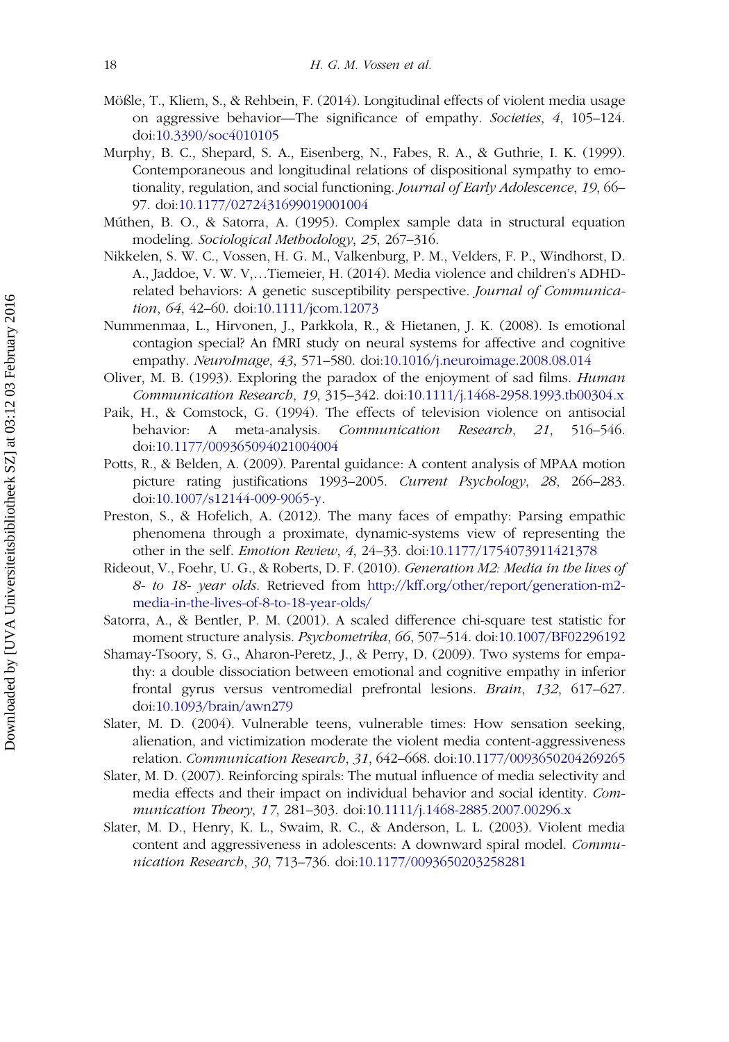Mößle, T., Kliem, S., & Rehbein, F. (2014). Longitudinal effects of violent media usage on aggressive behavior—The significance of empathy. *Societies*, *4*, 105–124. doi:10.3390/soc4010105

Murphy, B. C., Shepard, S. A., Eisenberg, N., Fabes, R. A., & Guthrie, I. K. (1999). Contemporaneous and longitudinal relations of dispositional sympathy to emotionality, regulation, and social functioning. *Journal of Early Adolescence*, *19*, 66–97. doi:10.1177/0272431699019001004

Múthen, B. O., & Satorra, A. (1995). Complex sample data in structural equation modeling. *Sociological Methodology*, *25*, 267–316.

Nikkelen, S. W. C., Vossen, H. G. M., Valkenburg, P. M., Velders, F. P., Windhorst, D. A., Jaddoe, V. W. V,…Tiemeier, H. (2014). Media violence and children's ADHD-related behaviors: A genetic susceptibility perspective. *Journal of Communication*, *64*, 42–60. doi:10.1111/jcom.12073

Nummenmaa, L., Hirvonen, J., Parkkola, R., & Hietanen, J. K. (2008). Is emotional contagion special? An fMRI study on neural systems for affective and cognitive empathy. *NeuroImage*, *43*, 571–580. doi:10.1016/j.neuroimage.2008.08.014

Oliver, M. B. (1993). Exploring the paradox of the enjoyment of sad films. *Human Communication Research*, *19*, 315–342. doi:10.1111/j.1468-2958.1993.tb00304.x

Paik, H., & Comstock, G. (1994). The effects of television violence on antisocial behavior: A meta-analysis. *Communication Research*, *21*, 516–546. doi:10.1177/009365094021004004

Potts, R., & Belden, A. (2009). Parental guidance: A content analysis of MPAA motion picture rating justifications 1993–2005. *Current Psychology*, *28*, 266–283. doi:10.1007/s12144-009-9065-y.

Preston, S., & Hofelich, A. (2012). The many faces of empathy: Parsing empathic phenomena through a proximate, dynamic-systems view of representing the other in the self. *Emotion Review*, *4*, 24–33. doi:10.1177/1754073911421378

Rideout, V., Foehr, U. G., & Roberts, D. F. (2010). *Generation M2: Media in the lives of 8- to 18- year olds*. Retrieved from http://kff.org/other/report/generation-m2-media-in-the-lives-of-8-to-18-year-olds/

Satorra, A., & Bentler, P. M. (2001). A scaled difference chi-square test statistic for moment structure analysis. *Psychometrika*, *66*, 507–514. doi:10.1007/BF02296192

Shamay-Tsoory, S. G., Aharon-Peretz, J., & Perry, D. (2009). Two systems for empathy: a double dissociation between emotional and cognitive empathy in inferior frontal gyrus versus ventromedial prefrontal lesions. *Brain*, *132*, 617–627. doi:10.1093/brain/awn279

Slater, M. D. (2004). Vulnerable teens, vulnerable times: How sensation seeking, alienation, and victimization moderate the violent media content-aggressiveness relation. *Communication Research*, *31*, 642–668. doi:10.1177/0093650204269265

Slater, M. D. (2007). Reinforcing spirals: The mutual influence of media selectivity and media effects and their impact on individual behavior and social identity. *Communication Theory*, *17*, 281–303. doi:10.1111/j.1468-2885.2007.00296.x

Slater, M. D., Henry, K. L., Swaim, R. C., & Anderson, L. L. (2003). Violent media content and aggressiveness in adolescents: A downward spiral model. *Communication Research*, *30*, 713–736. doi:10.1177/0093650203258281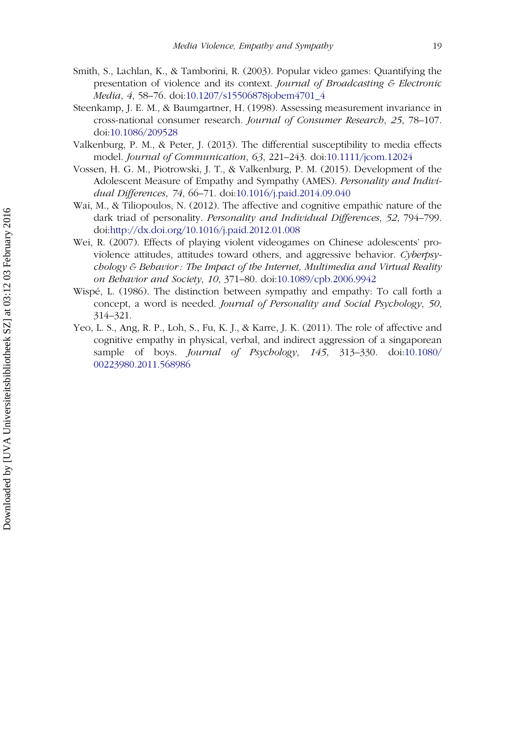Smith, S., Lachlan, K., & Tamborini, R. (2003). Popular video games: Quantifying the presentation of violence and its context. *Journal of Broadcasting & Electronic Media*, *4*, 58–76. doi:10.1207/s15506878jobem4701_4

Steenkamp, J. E. M., & Baumgartner, H. (1998). Assessing measurement invariance in cross-national consumer research. *Journal of Consumer Research*, *25*, 78–107. doi:10.1086/209528

Valkenburg, P. M., & Peter, J. (2013). The differential susceptibility to media effects model. *Journal of Communication*, *63*, 221–243. doi:10.1111/jcom.12024

Vossen, H. G. M., Piotrowski, J. T., & Valkenburg, P. M. (2015). Development of the Adolescent Measure of Empathy and Sympathy (AMES). *Personality and Individual Differences*, *74*, 66–71. doi:10.1016/j.paid.2014.09.040

Wai, M., & Tiliopoulos, N. (2012). The affective and cognitive empathic nature of the dark triad of personality. *Personality and Individual Differences*, *52*, 794–799. doi:http://dx.doi.org/10.1016/j.paid.2012.01.008

Wei, R. (2007). Effects of playing violent videogames on Chinese adolescents' pro-violence attitudes, attitudes toward others, and aggressive behavior. *Cyberpsychology & Behavior: The Impact of the Internet, Multimedia and Virtual Reality on Behavior and Society*, *10*, 371–80. doi:10.1089/cpb.2006.9942

Wispé, L. (1986). The distinction between sympathy and empathy: To call forth a concept, a word is needed. *Journal of Personality and Social Psychology*, *50*, 314–321.

Yeo, L. S., Ang, R. P., Loh, S., Fu, K. J., & Karre, J. K. (2011). The role of affective and cognitive empathy in physical, verbal, and indirect aggression of a singaporean sample of boys. *Journal of Psychology*, *145*, 313–330. doi:10.1080/00223980.2011.568986